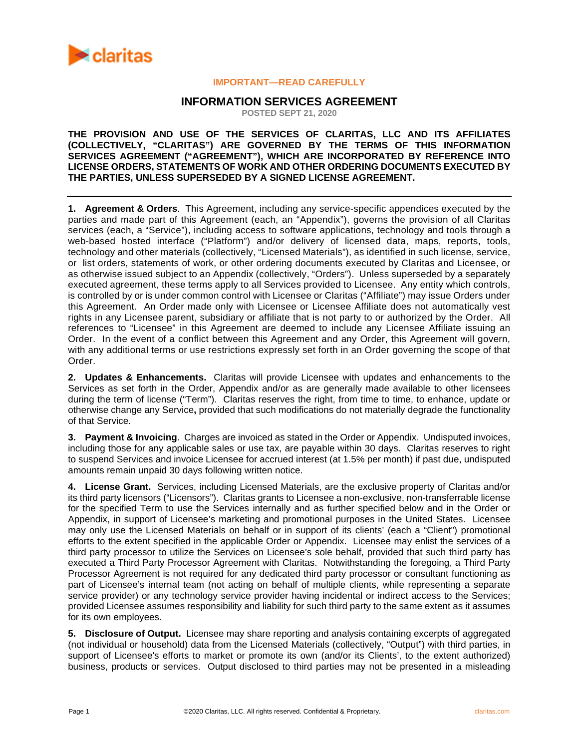**IMPORTANT—READ CAREFULLY**

# INFORMATION SERVICES AGREEMENT

**POSTED SEPT 21, 2020**

**THE PROVISION AND USE OF THE SERVICES OF CLARITAS, LLC AND ITS AFFILIATES (COLLECTIVELY, "CLARITAS") ARE GOVERNED BY THE TERMS OF THIS INFORMATION SERVICES AGREEMENT ("AGREEMENT"), WHICH ARE INCORPORATED BY REFERENCE INTO LICENSE ORDERS, STATEMENTS OF WORK AND OTHER ORDERING DOCUMENTS EXECUTED BY THE PARTIES, UNLESS SUPERSEDED BY A SIGNED LICENSE AGREEMENT.**

---

**1. Agreement & Orders**. This Agreement, including any service-specific appendices executed by the parties and made part of this Agreement (each, an "Appendix"), governs the provision of all Claritas services (each, a "Service"), including access to software applications, technology and tools through a web-based hosted interface ("Platform") and/or delivery of licensed data, maps, reports, tools, technology and other materials (collectively, "Licensed Materials"), as identified in such license, service, or list orders, statements of work, or other ordering documents executed by Claritas and Licensee, or as otherwise issued subject to an Appendix (collectively, "Orders"). Unless superseded by a separately executed agreement, these terms apply to all Services provided to Licensee. Any entity which controls, is controlled by or is under common control with Licensee or Claritas ("Affiliate") may issue Orders under this Agreement. An Order made only with Licensee or Licensee Affiliate does not automatically vest rights in any Licensee parent, subsidiary or affiliate that is not party to or authorized by the Order. All references to "Licensee" in this Agreement are deemed to include any Licensee Affiliate issuing an Order. In the event of a conflict between this Agreement and any Order, this Agreement will govern, with any additional terms or use restrictions expressly set forth in an Order governing the scope of that Order.

**2. Updates & Enhancements.** Claritas will provide Licensee with updates and enhancements to the Services as set forth in the Order, Appendix and/or as are generally made available to other licensees during the term of license ("Term"). Claritas reserves the right, from time to time, to enhance, update or otherwise change any Service**,** provided that such modifications do not materially degrade the functionality of that Service.

**3. Payment & Invoicing**. Charges are invoiced as stated in the Order or Appendix. Undisputed invoices, including those for any applicable sales or use tax, are payable within 30 days. Claritas reserves to right to suspend Services and invoice Licensee for accrued interest (at 1.5% per month) if past due, undisputed amounts remain unpaid 30 days following written notice.

**4. License Grant.** Services, including Licensed Materials, are the exclusive property of Claritas and/or its third party licensors ("Licensors"). Claritas grants to Licensee a non-exclusive, non-transferrable license for the specified Term to use the Services internally and as further specified below and in the Order or Appendix, in support of Licensee's marketing and promotional purposes in the United States. Licensee may only use the Licensed Materials on behalf or in support of its clients' (each a "Client") promotional efforts to the extent specified in the applicable Order or Appendix. Licensee may enlist the services of a third party processor to utilize the Services on Licensee's sole behalf, provided that such third party has executed a Third Party Processor Agreement with Claritas. Notwithstanding the foregoing, a Third Party Processor Agreement is not required for any dedicated third party processor or consultant functioning as part of Licensee's internal team (not acting on behalf of multiple clients, while representing a separate service provider) or any technology service provider having incidental or indirect access to the Services; provided Licensee assumes responsibility and liability for such third party to the same extent as it assumes for its own employees.

**5. Disclosure of Output.** Licensee may share reporting and analysis containing excerpts of aggregated (not individual or household) data from the Licensed Materials (collectively, "Output") with third parties, in support of Licensee's efforts to market or promote its own (and/or its Clients', to the extent authorized) business, products or services. Output disclosed to third parties may not be presented in a misleading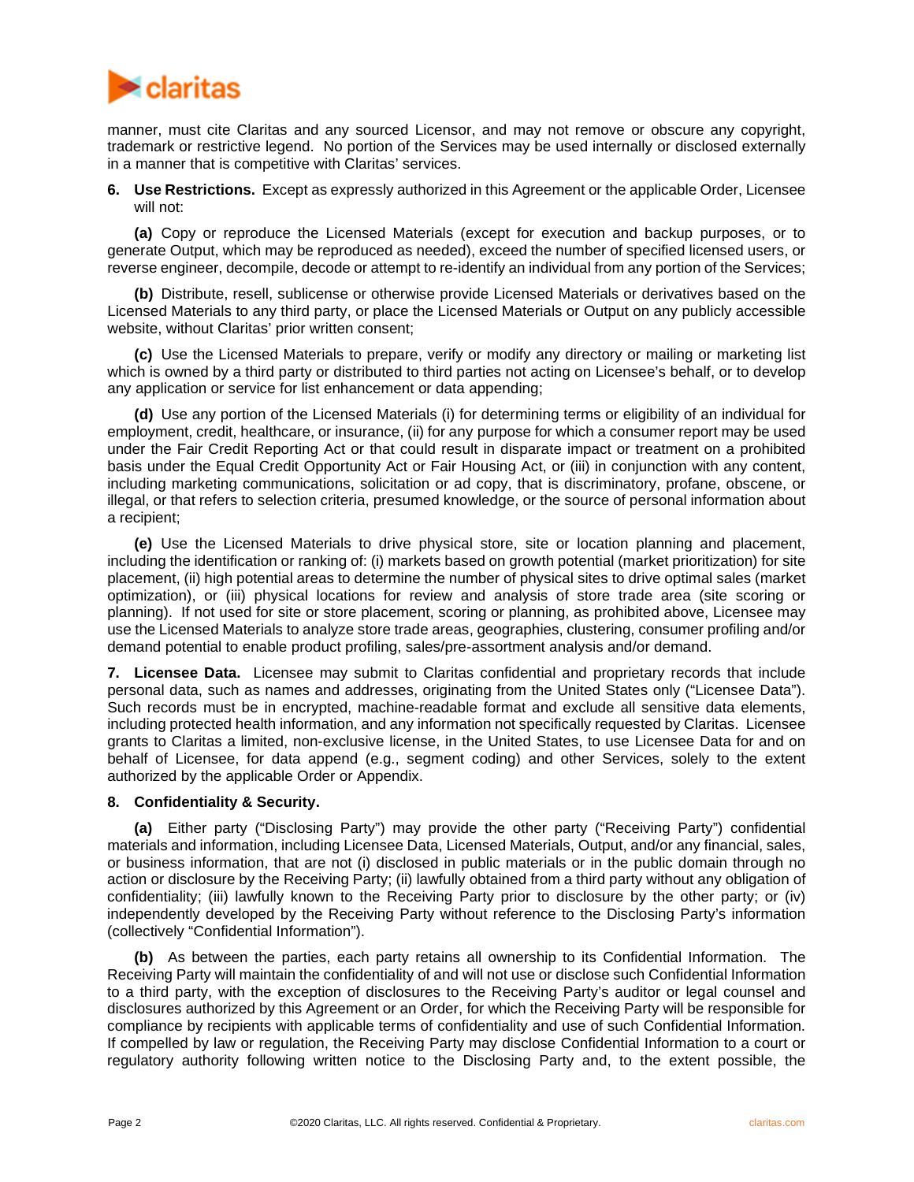manner, must cite Claritas and any sourced Licensor, and may not remove or obscure any copyright, trademark or restrictive legend. No portion of the Services may be used internally or disclosed externally in a manner that is competitive with Claritas' services.

**6. Use Restrictions.** Except as expressly authorized in this Agreement or the applicable Order, Licensee will not:

**(a)** Copy or reproduce the Licensed Materials (except for execution and backup purposes, or to generate Output, which may be reproduced as needed), exceed the number of specified licensed users, or reverse engineer, decompile, decode or attempt to re-identify an individual from any portion of the Services;

**(b)** Distribute, resell, sublicense or otherwise provide Licensed Materials or derivatives based on the Licensed Materials to any third party, or place the Licensed Materials or Output on any publicly accessible website, without Claritas' prior written consent;

**(c)** Use the Licensed Materials to prepare, verify or modify any directory or mailing or marketing list which is owned by a third party or distributed to third parties not acting on Licensee's behalf, or to develop any application or service for list enhancement or data appending;

**(d)** Use any portion of the Licensed Materials (i) for determining terms or eligibility of an individual for employment, credit, healthcare, or insurance, (ii) for any purpose for which a consumer report may be used under the Fair Credit Reporting Act or that could result in disparate impact or treatment on a prohibited basis under the Equal Credit Opportunity Act or Fair Housing Act, or (iii) in conjunction with any content, including marketing communications, solicitation or ad copy, that is discriminatory, profane, obscene, or illegal, or that refers to selection criteria, presumed knowledge, or the source of personal information about a recipient;

**(e)** Use the Licensed Materials to drive physical store, site or location planning and placement, including the identification or ranking of: (i) markets based on growth potential (market prioritization) for site placement, (ii) high potential areas to determine the number of physical sites to drive optimal sales (market optimization), or (iii) physical locations for review and analysis of store trade area (site scoring or planning). If not used for site or store placement, scoring or planning, as prohibited above, Licensee may use the Licensed Materials to analyze store trade areas, geographies, clustering, consumer profiling and/or demand potential to enable product profiling, sales/pre-assortment analysis and/or demand.

**7. Licensee Data.** Licensee may submit to Claritas confidential and proprietary records that include personal data, such as names and addresses, originating from the United States only ("Licensee Data"). Such records must be in encrypted, machine-readable format and exclude all sensitive data elements, including protected health information, and any information not specifically requested by Claritas. Licensee grants to Claritas a limited, non-exclusive license, in the United States, to use Licensee Data for and on behalf of Licensee, for data append (e.g., segment coding) and other Services, solely to the extent authorized by the applicable Order or Appendix.

**8. Confidentiality & Security.**

**(a)** Either party ("Disclosing Party") may provide the other party ("Receiving Party") confidential materials and information, including Licensee Data, Licensed Materials, Output, and/or any financial, sales, or business information, that are not (i) disclosed in public materials or in the public domain through no action or disclosure by the Receiving Party; (ii) lawfully obtained from a third party without any obligation of confidentiality; (iii) lawfully known to the Receiving Party prior to disclosure by the other party; or (iv) independently developed by the Receiving Party without reference to the Disclosing Party's information (collectively "Confidential Information").

**(b)** As between the parties, each party retains all ownership to its Confidential Information. The Receiving Party will maintain the confidentiality of and will not use or disclose such Confidential Information to a third party, with the exception of disclosures to the Receiving Party's auditor or legal counsel and disclosures authorized by this Agreement or an Order, for which the Receiving Party will be responsible for compliance by recipients with applicable terms of confidentiality and use of such Confidential Information. If compelled by law or regulation, the Receiving Party may disclose Confidential Information to a court or regulatory authority following written notice to the Disclosing Party and, to the extent possible, the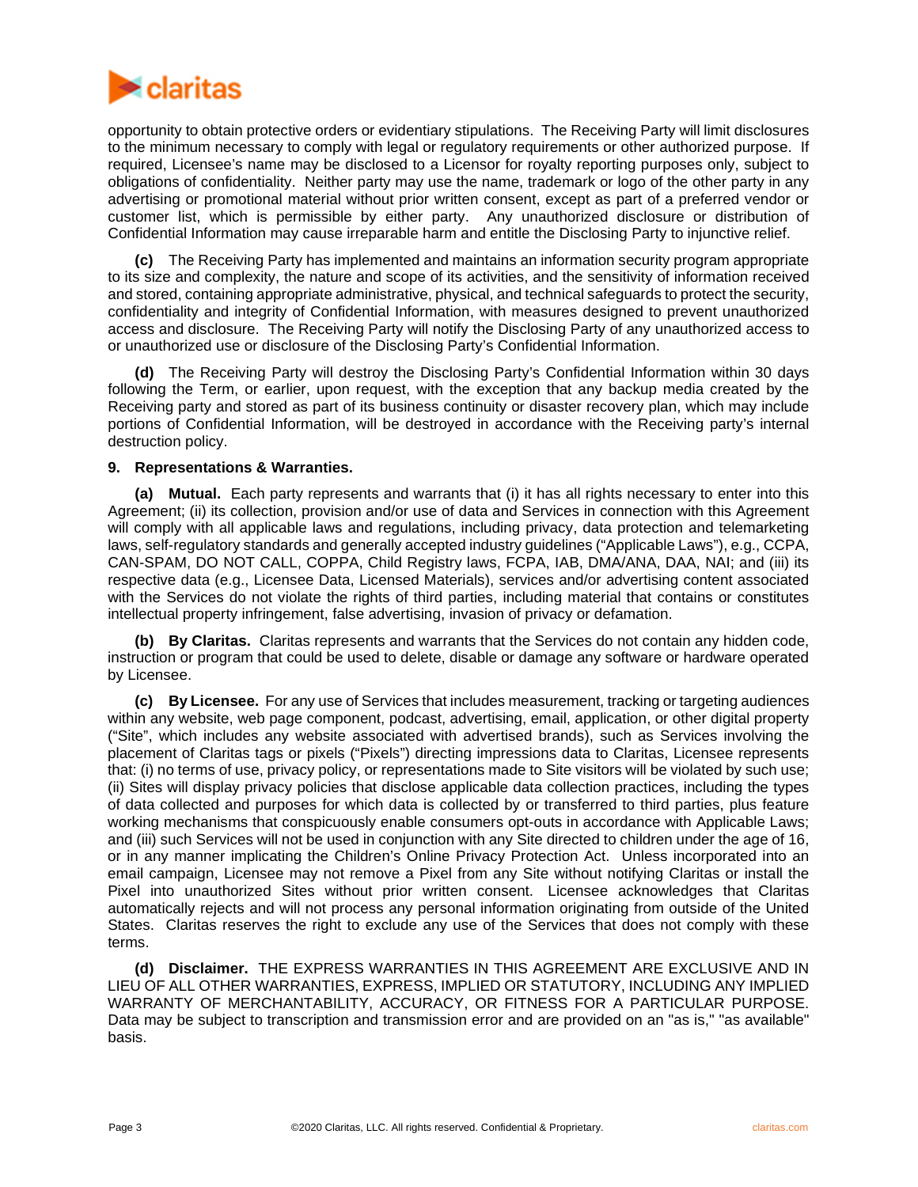opportunity to obtain protective orders or evidentiary stipulations. The Receiving Party will limit disclosures to the minimum necessary to comply with legal or regulatory requirements or other authorized purpose. If required, Licensee's name may be disclosed to a Licensor for royalty reporting purposes only, subject to obligations of confidentiality. Neither party may use the name, trademark or logo of the other party in any advertising or promotional material without prior written consent, except as part of a preferred vendor or customer list, which is permissible by either party. Any unauthorized disclosure or distribution of Confidential Information may cause irreparable harm and entitle the Disclosing Party to injunctive relief.

**(c)** The Receiving Party has implemented and maintains an information security program appropriate to its size and complexity, the nature and scope of its activities, and the sensitivity of information received and stored, containing appropriate administrative, physical, and technical safeguards to protect the security, confidentiality and integrity of Confidential Information, with measures designed to prevent unauthorized access and disclosure. The Receiving Party will notify the Disclosing Party of any unauthorized access to or unauthorized use or disclosure of the Disclosing Party's Confidential Information.

**(d)** The Receiving Party will destroy the Disclosing Party's Confidential Information within 30 days following the Term, or earlier, upon request, with the exception that any backup media created by the Receiving party and stored as part of its business continuity or disaster recovery plan, which may include portions of Confidential Information, will be destroyed in accordance with the Receiving party's internal destruction policy.

**9. Representations & Warranties.**

**(a) Mutual.** Each party represents and warrants that (i) it has all rights necessary to enter into this Agreement; (ii) its collection, provision and/or use of data and Services in connection with this Agreement will comply with all applicable laws and regulations, including privacy, data protection and telemarketing laws, self-regulatory standards and generally accepted industry guidelines ("Applicable Laws"), e.g., CCPA, CAN-SPAM, DO NOT CALL, COPPA, Child Registry laws, FCPA, IAB, DMA/ANA, DAA, NAI; and (iii) its respective data (e.g., Licensee Data, Licensed Materials), services and/or advertising content associated with the Services do not violate the rights of third parties, including material that contains or constitutes intellectual property infringement, false advertising, invasion of privacy or defamation.

**(b) By Claritas.** Claritas represents and warrants that the Services do not contain any hidden code, instruction or program that could be used to delete, disable or damage any software or hardware operated by Licensee.

**(c) By Licensee.** For any use of Services that includes measurement, tracking or targeting audiences within any website, web page component, podcast, advertising, email, application, or other digital property ("Site", which includes any website associated with advertised brands), such as Services involving the placement of Claritas tags or pixels ("Pixels") directing impressions data to Claritas, Licensee represents that: (i) no terms of use, privacy policy, or representations made to Site visitors will be violated by such use; (ii) Sites will display privacy policies that disclose applicable data collection practices, including the types of data collected and purposes for which data is collected by or transferred to third parties, plus feature working mechanisms that conspicuously enable consumers opt-outs in accordance with Applicable Laws; and (iii) such Services will not be used in conjunction with any Site directed to children under the age of 16, or in any manner implicating the Children's Online Privacy Protection Act. Unless incorporated into an email campaign, Licensee may not remove a Pixel from any Site without notifying Claritas or install the Pixel into unauthorized Sites without prior written consent. Licensee acknowledges that Claritas automatically rejects and will not process any personal information originating from outside of the United States. Claritas reserves the right to exclude any use of the Services that does not comply with these terms.

**(d) Disclaimer.** THE EXPRESS WARRANTIES IN THIS AGREEMENT ARE EXCLUSIVE AND IN LIEU OF ALL OTHER WARRANTIES, EXPRESS, IMPLIED OR STATUTORY, INCLUDING ANY IMPLIED WARRANTY OF MERCHANTABILITY, ACCURACY, OR FITNESS FOR A PARTICULAR PURPOSE. Data may be subject to transcription and transmission error and are provided on an "as is," "as available" basis.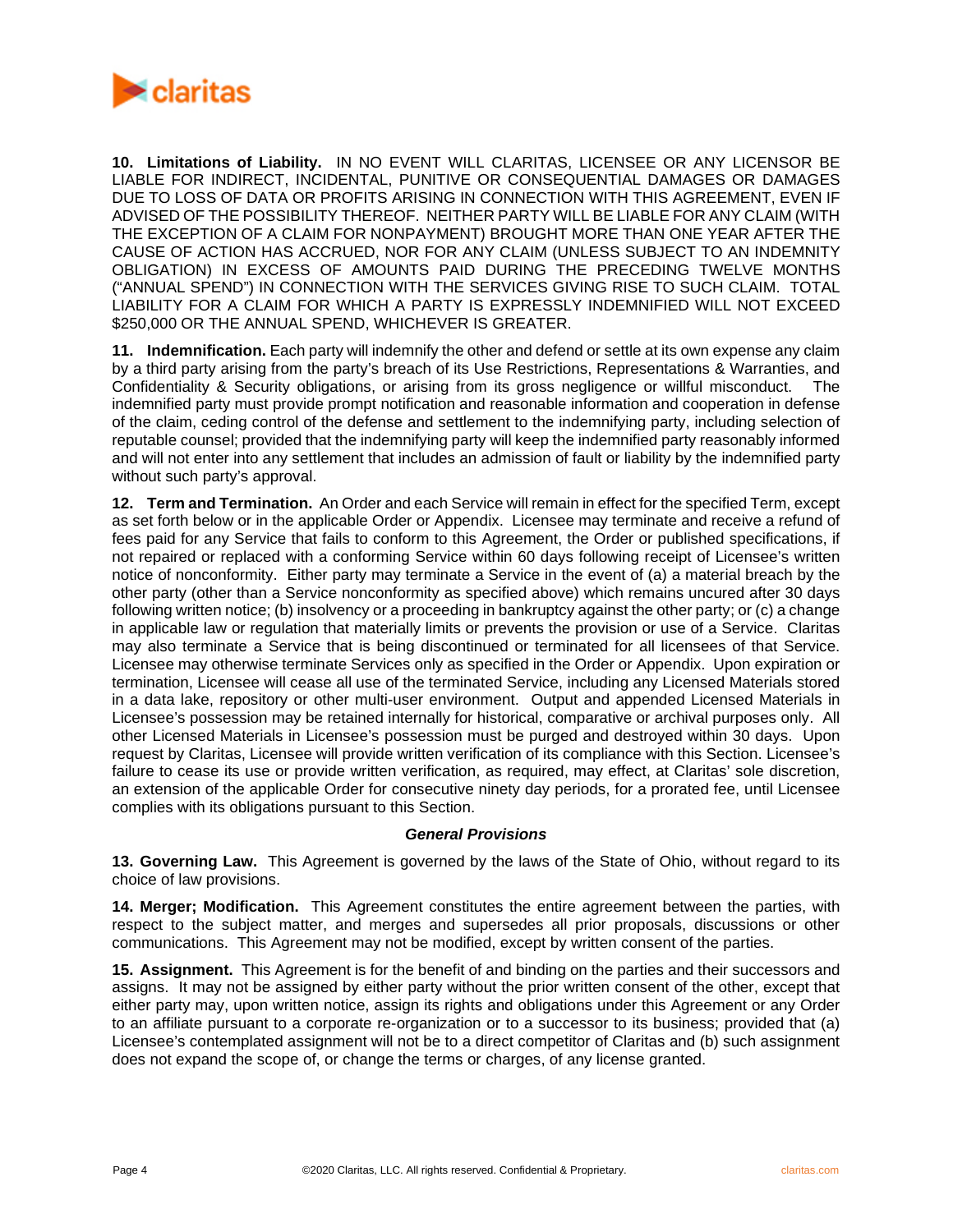**10. Limitations of Liability.** IN NO EVENT WILL CLARITAS, LICENSEE OR ANY LICENSOR BE LIABLE FOR INDIRECT, INCIDENTAL, PUNITIVE OR CONSEQUENTIAL DAMAGES OR DAMAGES DUE TO LOSS OF DATA OR PROFITS ARISING IN CONNECTION WITH THIS AGREEMENT, EVEN IF ADVISED OF THE POSSIBILITY THEREOF. NEITHER PARTY WILL BE LIABLE FOR ANY CLAIM (WITH THE EXCEPTION OF A CLAIM FOR NONPAYMENT) BROUGHT MORE THAN ONE YEAR AFTER THE CAUSE OF ACTION HAS ACCRUED, NOR FOR ANY CLAIM (UNLESS SUBJECT TO AN INDEMNITY OBLIGATION) IN EXCESS OF AMOUNTS PAID DURING THE PRECEDING TWELVE MONTHS ("ANNUAL SPEND") IN CONNECTION WITH THE SERVICES GIVING RISE TO SUCH CLAIM. TOTAL LIABILITY FOR A CLAIM FOR WHICH A PARTY IS EXPRESSLY INDEMNIFIED WILL NOT EXCEED $250,000 OR THE ANNUAL SPEND, WHICHEVER IS GREATER.

**11. Indemnification.** Each party will indemnify the other and defend or settle at its own expense any claim by a third party arising from the party's breach of its Use Restrictions, Representations & Warranties, and Confidentiality & Security obligations, or arising from its gross negligence or willful misconduct. The indemnified party must provide prompt notification and reasonable information and cooperation in defense of the claim, ceding control of the defense and settlement to the indemnifying party, including selection of reputable counsel; provided that the indemnifying party will keep the indemnified party reasonably informed and will not enter into any settlement that includes an admission of fault or liability by the indemnified party without such party's approval.

**12. Term and Termination.** An Order and each Service will remain in effect for the specified Term, except as set forth below or in the applicable Order or Appendix. Licensee may terminate and receive a refund of fees paid for any Service that fails to conform to this Agreement, the Order or published specifications, if not repaired or replaced with a conforming Service within 60 days following receipt of Licensee's written notice of nonconformity. Either party may terminate a Service in the event of (a) a material breach by the other party (other than a Service nonconformity as specified above) which remains uncured after 30 days following written notice; (b) insolvency or a proceeding in bankruptcy against the other party; or (c) a change in applicable law or regulation that materially limits or prevents the provision or use of a Service. Claritas may also terminate a Service that is being discontinued or terminated for all licensees of that Service. Licensee may otherwise terminate Services only as specified in the Order or Appendix. Upon expiration or termination, Licensee will cease all use of the terminated Service, including any Licensed Materials stored in a data lake, repository or other multi-user environment. Output and appended Licensed Materials in Licensee's possession may be retained internally for historical, comparative or archival purposes only. All other Licensed Materials in Licensee's possession must be purged and destroyed within 30 days. Upon request by Claritas, Licensee will provide written verification of its compliance with this Section. Licensee's failure to cease its use or provide written verification, as required, may effect, at Claritas' sole discretion, an extension of the applicable Order for consecutive ninety day periods, for a prorated fee, until Licensee complies with its obligations pursuant to this Section.

***General Provisions***

**13. Governing Law.** This Agreement is governed by the laws of the State of Ohio, without regard to its choice of law provisions.

**14. Merger; Modification.** This Agreement constitutes the entire agreement between the parties, with respect to the subject matter, and merges and supersedes all prior proposals, discussions or other communications. This Agreement may not be modified, except by written consent of the parties.

**15. Assignment.** This Agreement is for the benefit of and binding on the parties and their successors and assigns. It may not be assigned by either party without the prior written consent of the other, except that either party may, upon written notice, assign its rights and obligations under this Agreement or any Order to an affiliate pursuant to a corporate re-organization or to a successor to its business; provided that (a) Licensee's contemplated assignment will not be to a direct competitor of Claritas and (b) such assignment does not expand the scope of, or change the terms or charges, of any license granted.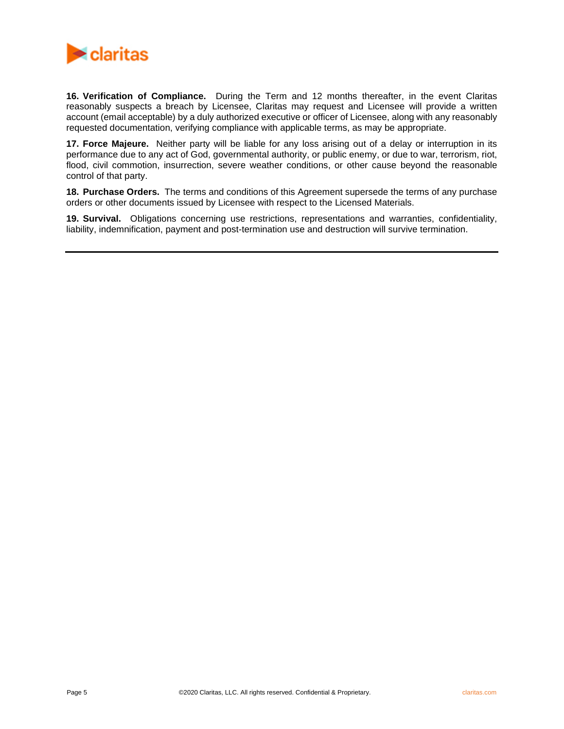**16. Verification of Compliance.** During the Term and 12 months thereafter, in the event Claritas reasonably suspects a breach by Licensee, Claritas may request and Licensee will provide a written account (email acceptable) by a duly authorized executive or officer of Licensee, along with any reasonably requested documentation, verifying compliance with applicable terms, as may be appropriate.

**17. Force Majeure.** Neither party will be liable for any loss arising out of a delay or interruption in its performance due to any act of God, governmental authority, or public enemy, or due to war, terrorism, riot, flood, civil commotion, insurrection, severe weather conditions, or other cause beyond the reasonable control of that party.

**18. Purchase Orders.** The terms and conditions of this Agreement supersede the terms of any purchase orders or other documents issued by Licensee with respect to the Licensed Materials.

**19. Survival.** Obligations concerning use restrictions, representations and warranties, confidentiality, liability, indemnification, payment and post-termination use and destruction will survive termination.

---